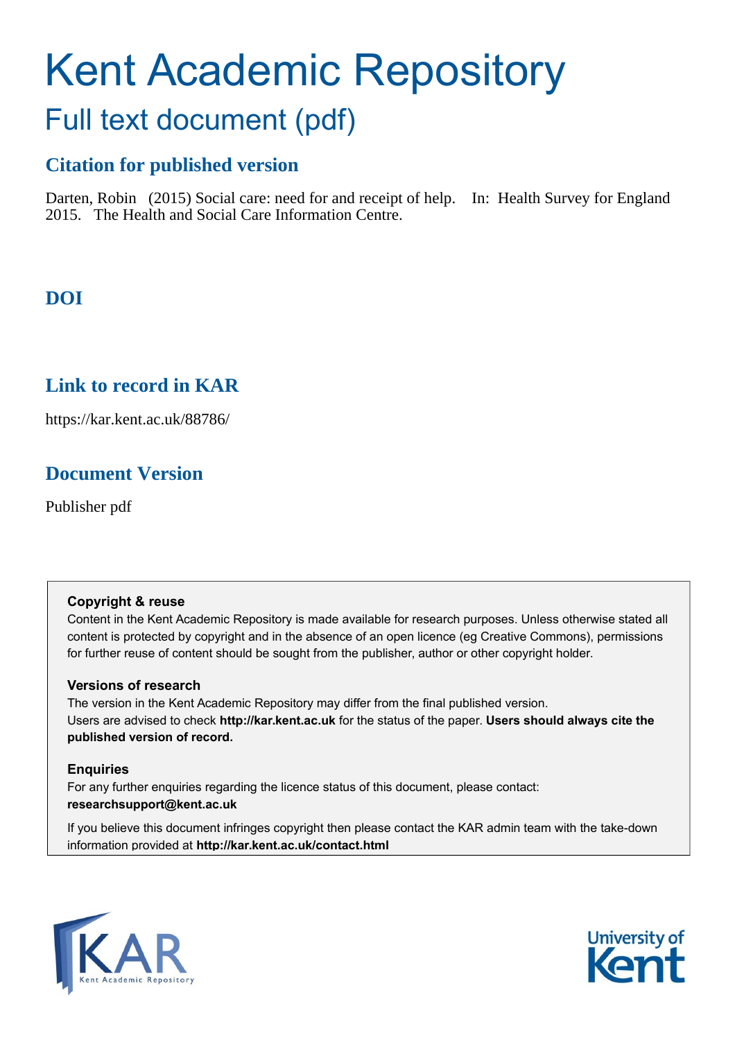# Kent Academic Repository

## Full text document (pdf)

### Citation for published version

Darten, Robin (2015) Social care: need for and receipt of help. In: Health Survey for England 2015. The Health and Social Care Information Centre.

### DOI

### Link to record in KAR

https://kar.kent.ac.uk/88786/

### Document Version

Publisher pdf

**Copyright & reuse**

Content in the Kent Academic Repository is made available for research purposes. Unless otherwise stated all content is protected by copyright and in the absence of an open licence (eg Creative Commons), permissions for further reuse of content should be sought from the publisher, author or other copyright holder.

**Versions of research**

The version in the Kent Academic Repository may differ from the final published version. Users are advised to check **http://kar.kent.ac.uk** for the status of the paper. **Users should always cite the published version of record.**

**Enquiries**

For any further enquiries regarding the licence status of this document, please contact: **researchsupport@kent.ac.uk**

If you believe this document infringes copyright then please contact the KAR admin team with the take-down information provided at **http://kar.kent.ac.uk/contact.html**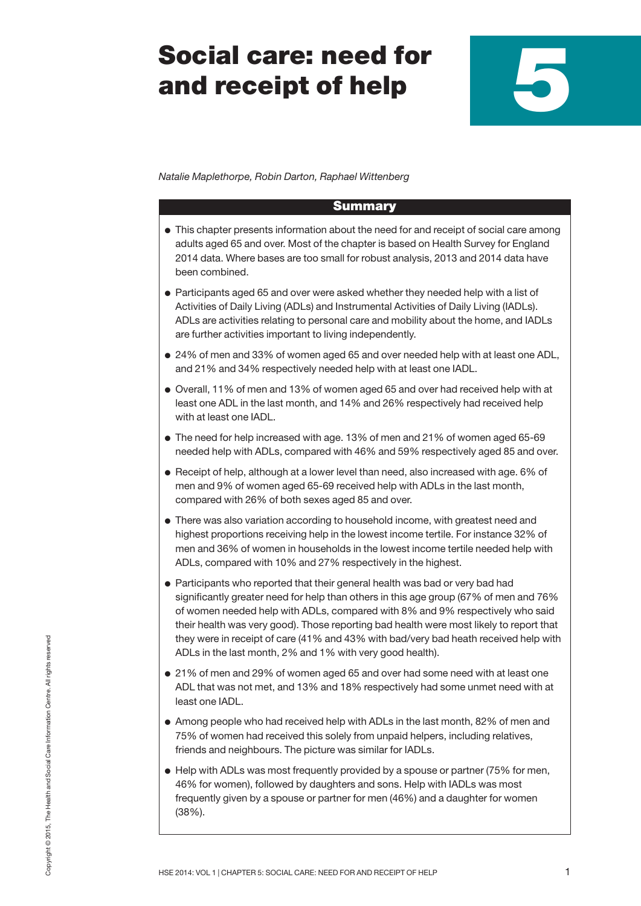# Social care: need for and receipt of help

# 5

*Natalie Maplethorpe, Robin Darton, Raphael Wittenberg*

## Summary

- This chapter presents information about the need for and receipt of social care among adults aged 65 and over. Most of the chapter is based on Health Survey for England 2014 data. Where bases are too small for robust analysis, 2013 and 2014 data have been combined.
- Participants aged 65 and over were asked whether they needed help with a list of Activities of Daily Living (ADLs) and Instrumental Activities of Daily Living (IADLs). ADLs are activities relating to personal care and mobility about the home, and IADLs are further activities important to living independently.
- 24% of men and 33% of women aged 65 and over needed help with at least one ADL, and 21% and 34% respectively needed help with at least one IADL.
- Overall, 11% of men and 13% of women aged 65 and over had received help with at least one ADL in the last month, and 14% and 26% respectively had received help with at least one IADL.
- The need for help increased with age. 13% of men and 21% of women aged 65-69 needed help with ADLs, compared with 46% and 59% respectively aged 85 and over.
- Receipt of help, although at a lower level than need, also increased with age. 6% of men and 9% of women aged 65-69 received help with ADLs in the last month, compared with 26% of both sexes aged 85 and over.
- There was also variation according to household income, with greatest need and highest proportions receiving help in the lowest income tertile. For instance 32% of men and 36% of women in households in the lowest income tertile needed help with ADLs, compared with 10% and 27% respectively in the highest.
- Participants who reported that their general health was bad or very bad had significantly greater need for help than others in this age group (67% of men and 76% of women needed help with ADLs, compared with 8% and 9% respectively who said their health was very good). Those reporting bad health were most likely to report that they were in receipt of care (41% and 43% with bad/very bad heath received help with ADLs in the last month, 2% and 1% with very good health).
- 21% of men and 29% of women aged 65 and over had some need with at least one ADL that was not met, and 13% and 18% respectively had some unmet need with at least one IADL.
- Among people who had received help with ADLs in the last month, 82% of men and 75% of women had received this solely from unpaid helpers, including relatives, friends and neighbours. The picture was similar for IADLs.
- Help with ADLs was most frequently provided by a spouse or partner (75% for men, 46% for women), followed by daughters and sons. Help with IADLs was most frequently given by a spouse or partner for men (46%) and a daughter for women (38%).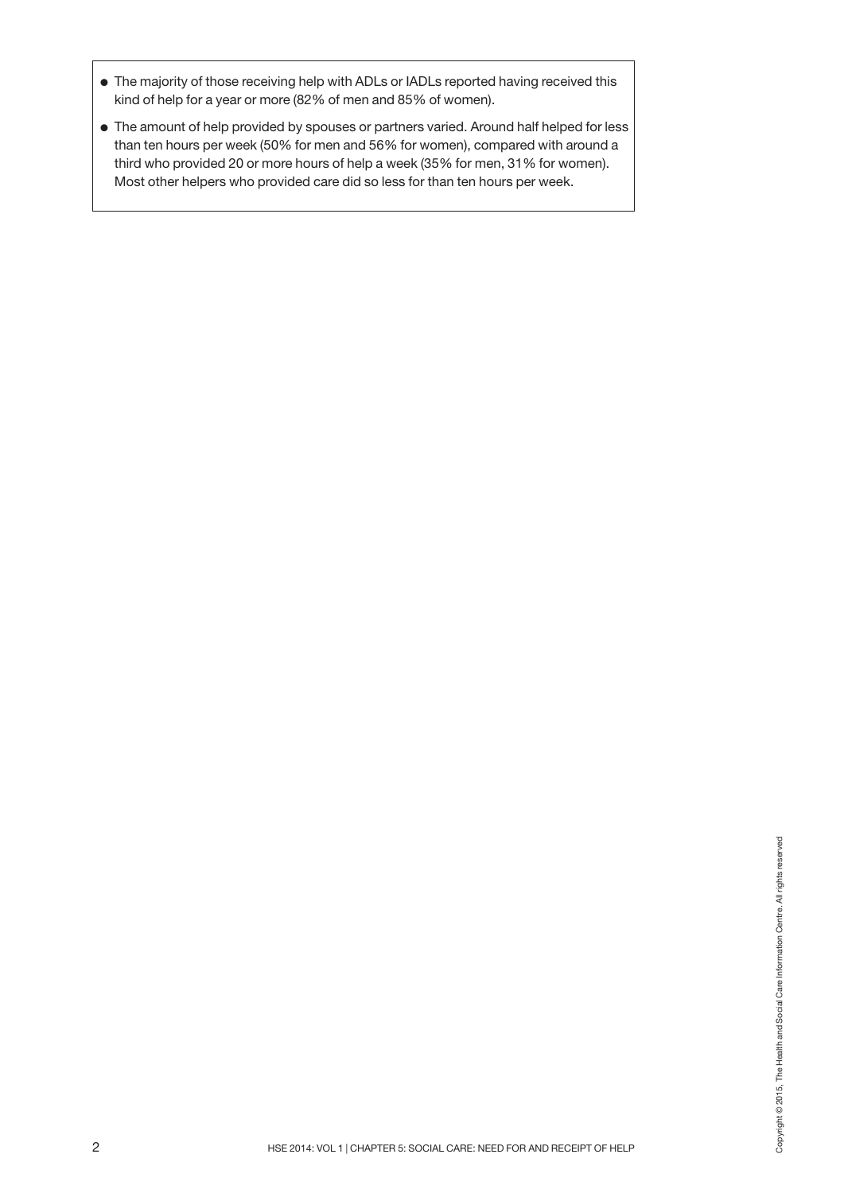- The majority of those receiving help with ADLs or IADLs reported having received this kind of help for a year or more (82% of men and 85% of women).
- The amount of help provided by spouses or partners varied. Around half helped for less than ten hours per week (50% for men and 56% for women), compared with around a third who provided 20 or more hours of help a week (35% for men, 31% for women). Most other helpers who provided care did so less for than ten hours per week.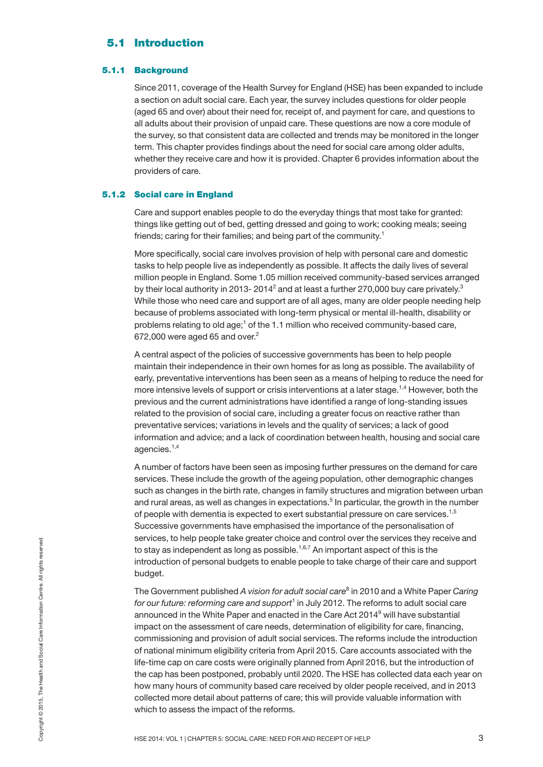## 5.1 Introduction

### 5.1.1 Background

Since 2011, coverage of the Health Survey for England (HSE) has been expanded to include a section on adult social care. Each year, the survey includes questions for older people (aged 65 and over) about their need for, receipt of, and payment for care, and questions to all adults about their provision of unpaid care. These questions are now a core module of the survey, so that consistent data are collected and trends may be monitored in the longer term. This chapter provides findings about the need for social care among older adults, whether they receive care and how it is provided. Chapter 6 provides information about the providers of care.

### 5.1.2 Social care in England

Care and support enables people to do the everyday things that most take for granted: things like getting out of bed, getting dressed and going to work; cooking meals; seeing friends; caring for their families; and being part of the community.[1]

More specifically, social care involves provision of help with personal care and domestic tasks to help people live as independently as possible. It affects the daily lives of several million people in England. Some 1.05 million received community-based services arranged by their local authority in 2013- 2014[2] and at least a further 270,000 buy care privately.[3] While those who need care and support are of all ages, many are older people needing help because of problems associated with long-term physical or mental ill-health, disability or problems relating to old age;[1] of the 1.1 million who received community-based care, 672,000 were aged 65 and over.[2]

A central aspect of the policies of successive governments has been to help people maintain their independence in their own homes for as long as possible. The availability of early, preventative interventions has been seen as a means of helping to reduce the need for more intensive levels of support or crisis interventions at a later stage.[1,4] However, both the previous and the current administrations have identified a range of long-standing issues related to the provision of social care, including a greater focus on reactive rather than preventative services; variations in levels and the quality of services; a lack of good information and advice; and a lack of coordination between health, housing and social care agencies.[1,4]

A number of factors have been seen as imposing further pressures on the demand for care services. These include the growth of the ageing population, other demographic changes such as changes in the birth rate, changes in family structures and migration between urban and rural areas, as well as changes in expectations.[5] In particular, the growth in the number of people with dementia is expected to exert substantial pressure on care services.[1,5] Successive governments have emphasised the importance of the personalisation of services, to help people take greater choice and control over the services they receive and to stay as independent as long as possible.[1,6,7] An important aspect of this is the introduction of personal budgets to enable people to take charge of their care and support budget.

The Government published *A vision for adult social care*[8] in 2010 and a White Paper *Caring for our future: reforming care and support*[1] in July 2012. The reforms to adult social care announced in the White Paper and enacted in the Care Act 2014[9] will have substantial impact on the assessment of care needs, determination of eligibility for care, financing, commissioning and provision of adult social services. The reforms include the introduction of national minimum eligibility criteria from April 2015. Care accounts associated with the life-time cap on care costs were originally planned from April 2016, but the introduction of the cap has been postponed, probably until 2020. The HSE has collected data each year on how many hours of community based care received by older people received, and in 2013 collected more detail about patterns of care; this will provide valuable information with which to assess the impact of the reforms.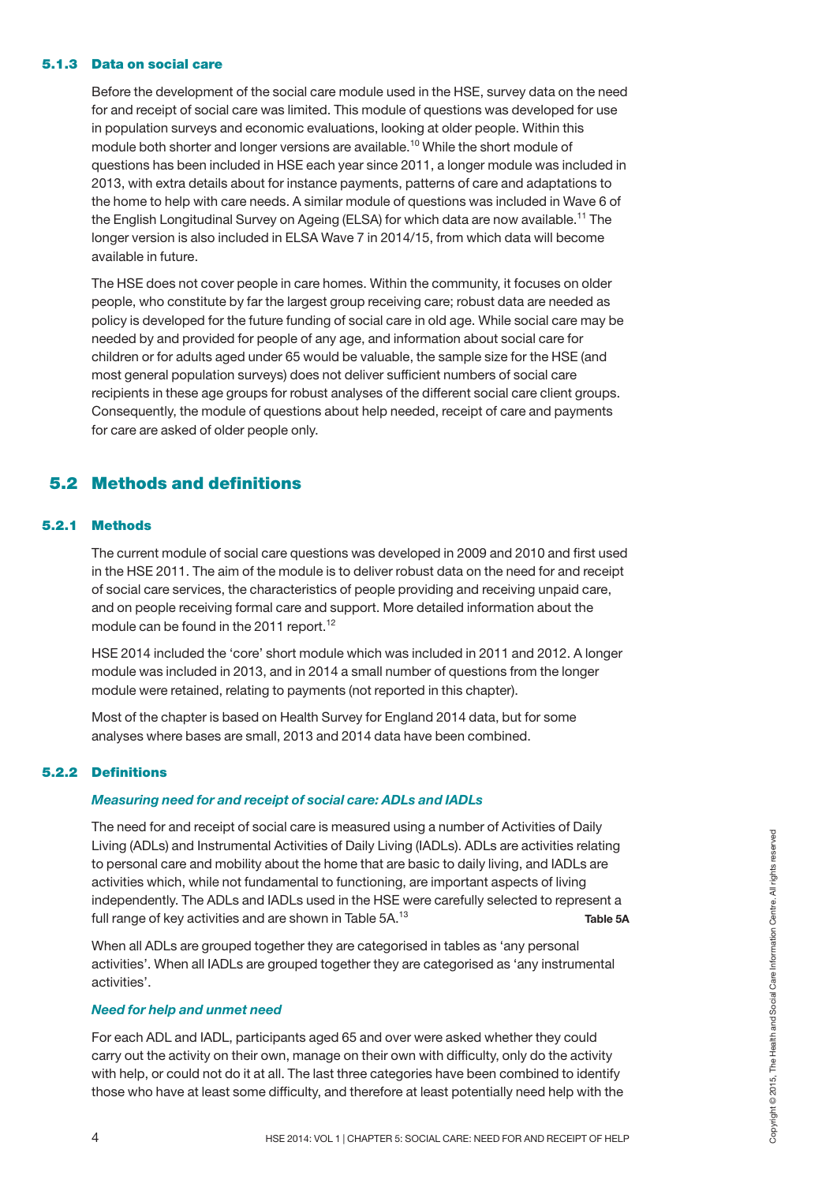### 5.1.3 Data on social care

Before the development of the social care module used in the HSE, survey data on the need for and receipt of social care was limited. This module of questions was developed for use in population surveys and economic evaluations, looking at older people. Within this module both shorter and longer versions are available.[10] While the short module of questions has been included in HSE each year since 2011, a longer module was included in 2013, with extra details about for instance payments, patterns of care and adaptations to the home to help with care needs. A similar module of questions was included in Wave 6 of the English Longitudinal Survey on Ageing (ELSA) for which data are now available.[11] The longer version is also included in ELSA Wave 7 in 2014/15, from which data will become available in future.

The HSE does not cover people in care homes. Within the community, it focuses on older people, who constitute by far the largest group receiving care; robust data are needed as policy is developed for the future funding of social care in old age. While social care may be needed by and provided for people of any age, and information about social care for children or for adults aged under 65 would be valuable, the sample size for the HSE (and most general population surveys) does not deliver sufficient numbers of social care recipients in these age groups for robust analyses of the different social care client groups. Consequently, the module of questions about help needed, receipt of care and payments for care are asked of older people only.

## 5.2 Methods and definitions

### 5.2.1 Methods

The current module of social care questions was developed in 2009 and 2010 and first used in the HSE 2011. The aim of the module is to deliver robust data on the need for and receipt of social care services, the characteristics of people providing and receiving unpaid care, and on people receiving formal care and support. More detailed information about the module can be found in the 2011 report.[12]

HSE 2014 included the 'core' short module which was included in 2011 and 2012. A longer module was included in 2013, and in 2014 a small number of questions from the longer module were retained, relating to payments (not reported in this chapter).

Most of the chapter is based on Health Survey for England 2014 data, but for some analyses where bases are small, 2013 and 2014 data have been combined.

### 5.2.2 Definitions

***Measuring need for and receipt of social care: ADLs and IADLs***

The need for and receipt of social care is measured using a number of Activities of Daily Living (ADLs) and Instrumental Activities of Daily Living (IADLs). ADLs are activities relating to personal care and mobility about the home that are basic to daily living, and IADLs are activities which, while not fundamental to functioning, are important aspects of living independently. The ADLs and IADLs used in the HSE were carefully selected to represent a full range of key activities and are shown in Table 5A.[13] **Table 5A**

When all ADLs are grouped together they are categorised in tables as 'any personal activities'. When all IADLs are grouped together they are categorised as 'any instrumental activities'.

***Need for help and unmet need***

For each ADL and IADL, participants aged 65 and over were asked whether they could carry out the activity on their own, manage on their own with difficulty, only do the activity with help, or could not do it at all. The last three categories have been combined to identify those who have at least some difficulty, and therefore at least potentially need help with the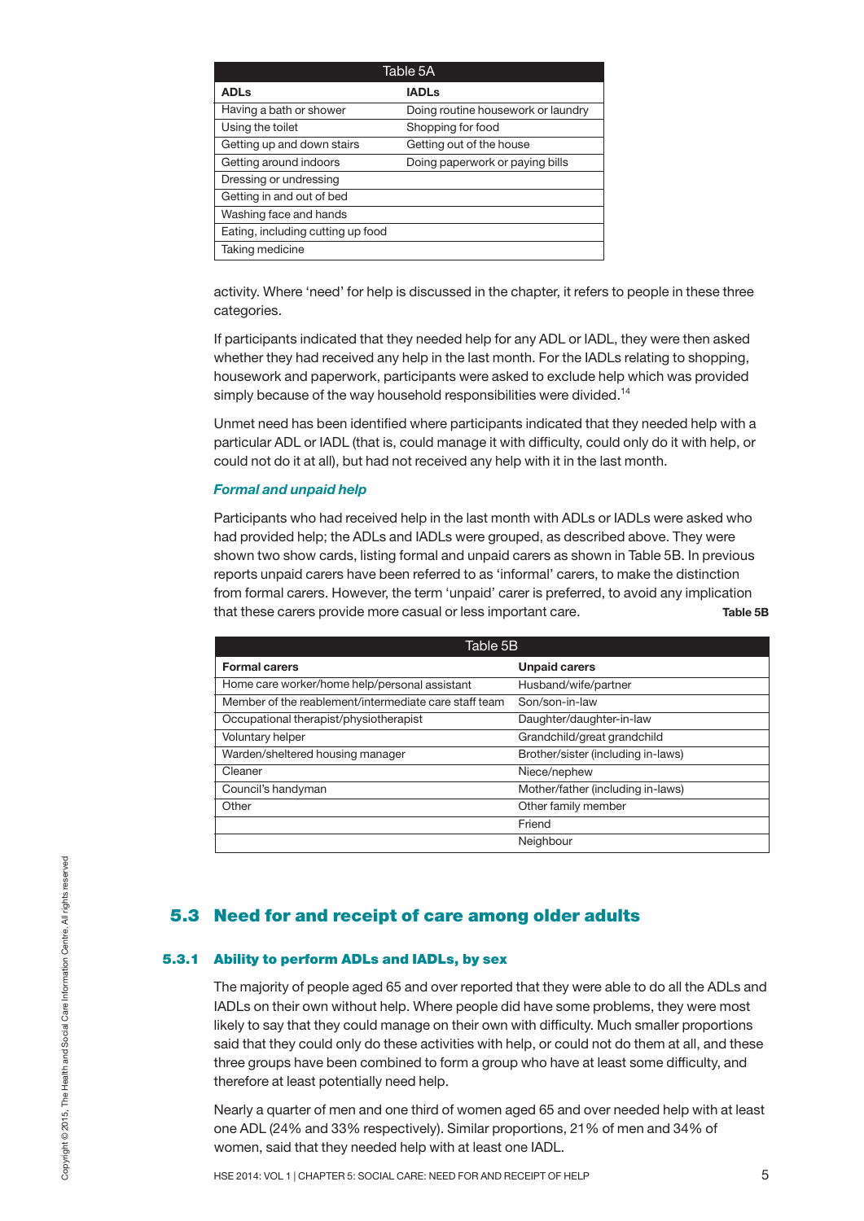| Table 5A | |
|---|---|
| **ADLs** | **IADLs** |
| Having a bath or shower | Doing routine housework or laundry |
| Using the toilet | Shopping for food |
| Getting up and down stairs | Getting out of the house |
| Getting around indoors | Doing paperwork or paying bills |
| Dressing or undressing | |
| Getting in and out of bed | |
| Washing face and hands | |
| Eating, including cutting up food | |
| Taking medicine | |

activity. Where 'need' for help is discussed in the chapter, it refers to people in these three categories.

If participants indicated that they needed help for any ADL or IADL, they were then asked whether they had received any help in the last month. For the IADLs relating to shopping, housework and paperwork, participants were asked to exclude help which was provided simply because of the way household responsibilities were divided.[14]

Unmet need has been identified where participants indicated that they needed help with a particular ADL or IADL (that is, could manage it with difficulty, could only do it with help, or could not do it at all), but had not received any help with it in the last month.

#### *Formal and unpaid help*

Participants who had received help in the last month with ADLs or IADLs were asked who had provided help; the ADLs and IADLs were grouped, as described above. They were shown two show cards, listing formal and unpaid carers as shown in Table 5B. In previous reports unpaid carers have been referred to as 'informal' carers, to make the distinction from formal carers. However, the term 'unpaid' carer is preferred, to avoid any implication that these carers provide more casual or less important care.

**Table 5B**

| Table 5B | |
|---|---|
| **Formal carers** | **Unpaid carers** |
| Home care worker/home help/personal assistant | Husband/wife/partner |
| Member of the reablement/intermediate care staff team | Son/son-in-law |
| Occupational therapist/physiotherapist | Daughter/daughter-in-law |
| Voluntary helper | Grandchild/great grandchild |
| Warden/sheltered housing manager | Brother/sister (including in-laws) |
| Cleaner | Niece/nephew |
| Council's handyman | Mother/father (including in-laws) |
| Other | Other family member |
| | Friend |
| | Neighbour |

## 5.3 Need for and receipt of care among older adults

### 5.3.1 Ability to perform ADLs and IADLs, by sex

The majority of people aged 65 and over reported that they were able to do all the ADLs and IADLs on their own without help. Where people did have some problems, they were most likely to say that they could manage on their own with difficulty. Much smaller proportions said that they could only do these activities with help, or could not do them at all, and these three groups have been combined to form a group who have at least some difficulty, and therefore at least potentially need help.

Nearly a quarter of men and one third of women aged 65 and over needed help with at least one ADL (24% and 33% respectively). Similar proportions, 21% of men and 34% of women, said that they needed help with at least one IADL.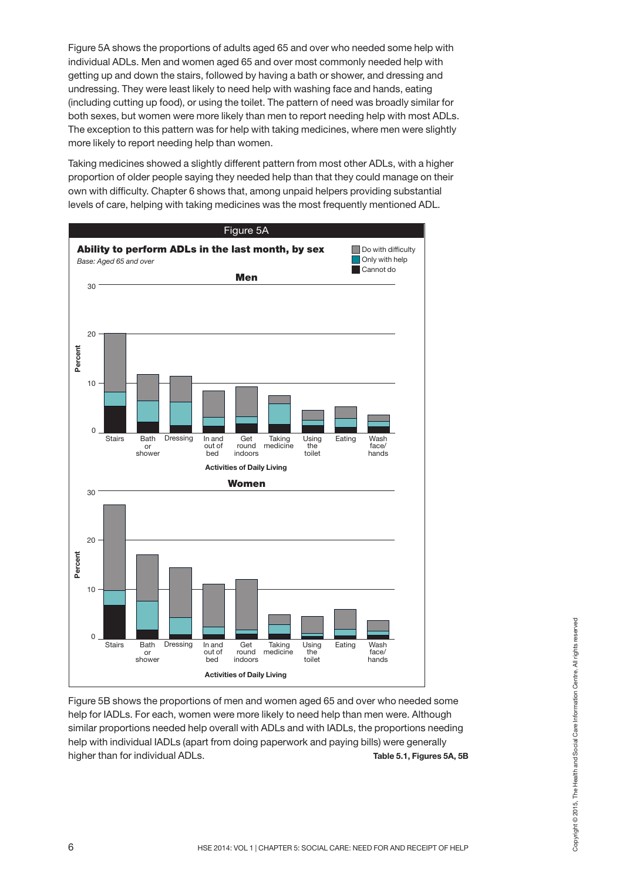Figure 5A shows the proportions of adults aged 65 and over who needed some help with individual ADLs. Men and women aged 65 and over most commonly needed help with getting up and down the stairs, followed by having a bath or shower, and dressing and undressing. They were least likely to need help with washing face and hands, eating (including cutting up food), or using the toilet. The pattern of need was broadly similar for both sexes, but women were more likely than men to report needing help with most ADLs. The exception to this pattern was for help with taking medicines, where men were slightly more likely to report needing help than women.

Taking medicines showed a slightly different pattern from most other ADLs, with a higher proportion of older people saying they needed help than that they could manage on their own with difficulty. Chapter 6 shows that, among unpaid helpers providing substantial levels of care, helping with taking medicines was the most frequently mentioned ADL.

Figure 5A

**Ability to perform ADLs in the last month, by sex**

*Base: Aged 65 and over*

Figure 5B shows the proportions of men and women aged 65 and over who needed some help for IADLs. For each, women were more likely to need help than men were. Although similar proportions needed help overall with ADLs and with IADLs, the proportions needing help with individual IADLs (apart from doing paperwork and paying bills) were generally higher than for individual ADLs. **Table 5.1, Figures 5A, 5B**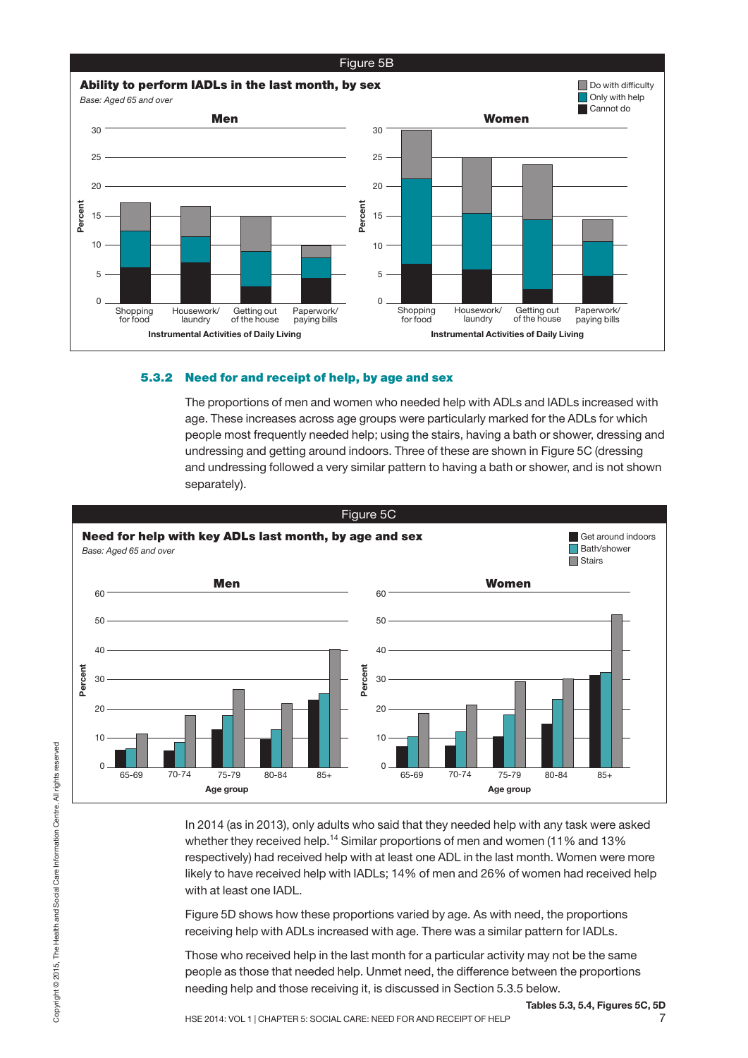Figure 5B

**Ability to perform IADLs in the last month, by sex**

*Base: Aged 65 and over*

Do with difficulty / Only with help / Cannot do

Men | Women

Percent

Shopping for food, Housework/laundry, Getting out of the house, Paperwork/paying bills

Instrumental Activities of Daily Living

### 5.3.2 Need for and receipt of help, by age and sex

The proportions of men and women who needed help with ADLs and IADLs increased with age. These increases across age groups were particularly marked for the ADLs for which people most frequently needed help; using the stairs, having a bath or shower, dressing and undressing and getting around indoors. Three of these are shown in Figure 5C (dressing and undressing followed a very similar pattern to having a bath or shower, and is not shown separately).

Figure 5C

**Need for help with key ADLs last month, by age and sex**

*Base: Aged 65 and over*

Get around indoors / Bath/shower / Stairs

Men | Women

Percent

65-69, 70-74, 75-79, 80-84, 85+

Age group

In 2014 (as in 2013), only adults who said that they needed help with any task were asked whether they received help.[14] Similar proportions of men and women (11% and 13% respectively) had received help with at least one ADL in the last month. Women were more likely to have received help with IADLs; 14% of men and 26% of women had received help with at least one IADL.

Figure 5D shows how these proportions varied by age. As with need, the proportions receiving help with ADLs increased with age. There was a similar pattern for IADLs.

Those who received help in the last month for a particular activity may not be the same people as those that needed help. Unmet need, the difference between the proportions needing help and those receiving it, is discussed in Section 5.3.5 below.

**Tables 5.3, 5.4, Figures 5C, 5D**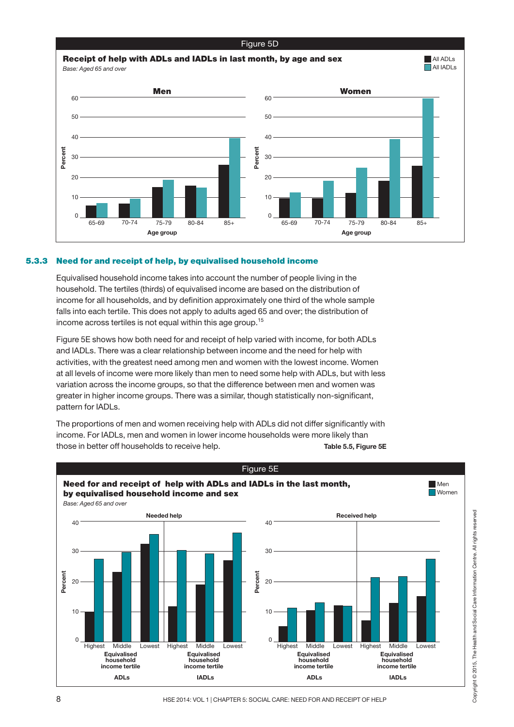Figure 5D

**Receipt of help with ADLs and IADLs in last month, by age and sex**

*Base: Aged 65 and over*

## 5.3.3 Need for and receipt of help, by equivalised household income

Equivalised household income takes into account the number of people living in the household. The tertiles (thirds) of equivalised income are based on the distribution of income for all households, and by definition approximately one third of the whole sample falls into each tertile. This does not apply to adults aged 65 and over; the distribution of income across tertiles is not equal within this age group.[15]

Figure 5E shows how both need for and receipt of help varied with income, for both ADLs and IADLs. There was a clear relationship between income and the need for help with activities, with the greatest need among men and women with the lowest income. Women at all levels of income were more likely than men to need some help with ADLs, but with less variation across the income groups, so that the difference between men and women was greater in higher income groups. There was a similar, though statistically non-significant, pattern for IADLs.

The proportions of men and women receiving help with ADLs did not differ significantly with income. For IADLs, men and women in lower income households were more likely than those in better off households to receive help. **Table 5.5, Figure 5E**

Figure 5E

**Need for and receipt of help with ADLs and IADLs in the last month, by equivalised household income and sex**

*Base: Aged 65 and over*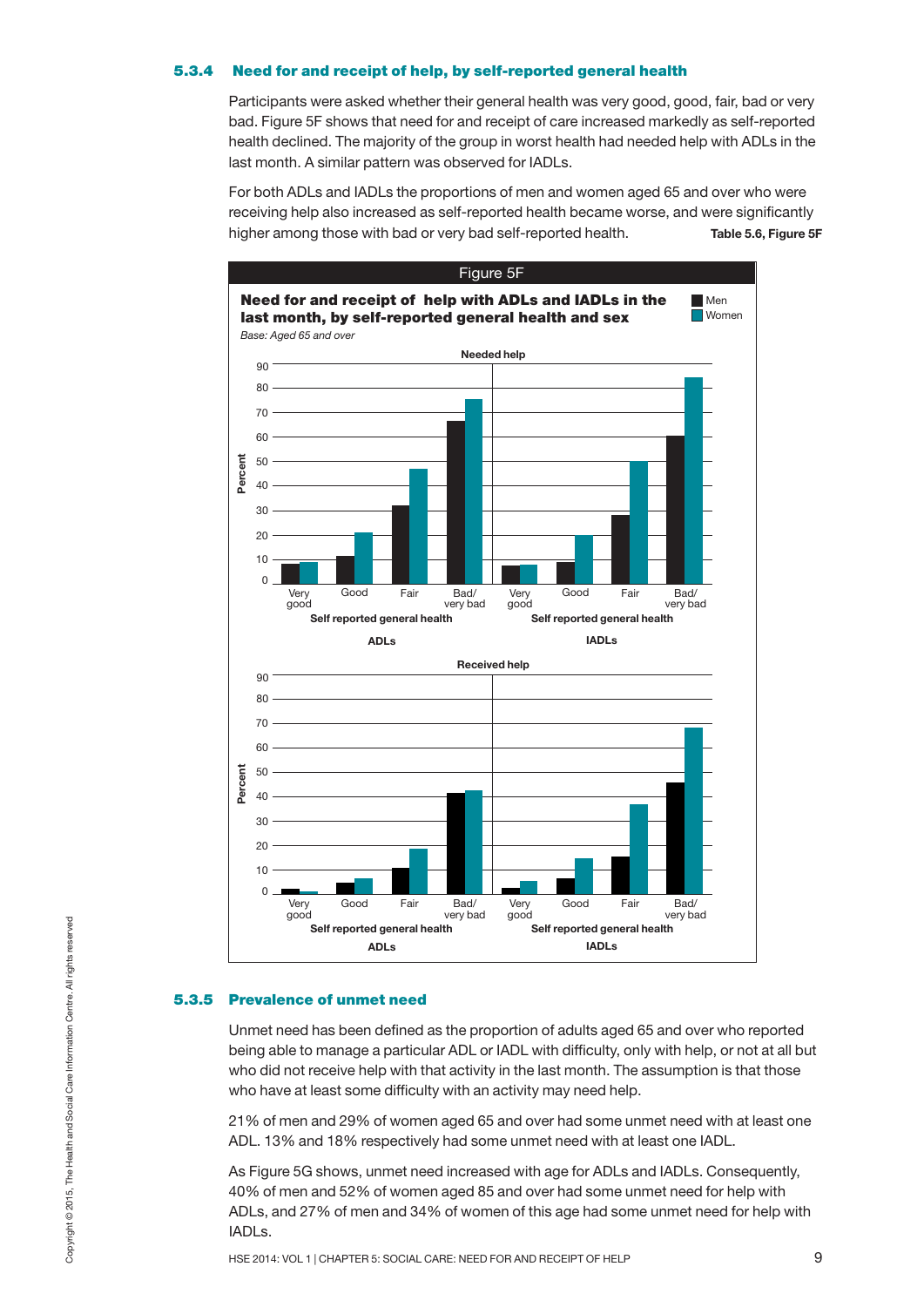### 5.3.4 Need for and receipt of help, by self-reported general health

Participants were asked whether their general health was very good, good, fair, bad or very bad. Figure 5F shows that need for and receipt of care increased markedly as self-reported health declined. The majority of the group in worst health had needed help with ADLs in the last month. A similar pattern was observed for IADLs.

For both ADLs and IADLs the proportions of men and women aged 65 and over who were receiving help also increased as self-reported health became worse, and were significantly higher among those with bad or very bad self-reported health. **Table 5.6, Figure 5F**

Figure 5F

**Need for and receipt of help with ADLs and IADLs in the last month, by self-reported general health and sex**

*Base: Aged 65 and over*

### 5.3.5 Prevalence of unmet need

Unmet need has been defined as the proportion of adults aged 65 and over who reported being able to manage a particular ADL or IADL with difficulty, only with help, or not at all but who did not receive help with that activity in the last month. The assumption is that those who have at least some difficulty with an activity may need help.

21% of men and 29% of women aged 65 and over had some unmet need with at least one ADL. 13% and 18% respectively had some unmet need with at least one IADL.

As Figure 5G shows, unmet need increased with age for ADLs and IADLs. Consequently, 40% of men and 52% of women aged 85 and over had some unmet need for help with ADLs, and 27% of men and 34% of women of this age had some unmet need for help with IADLs.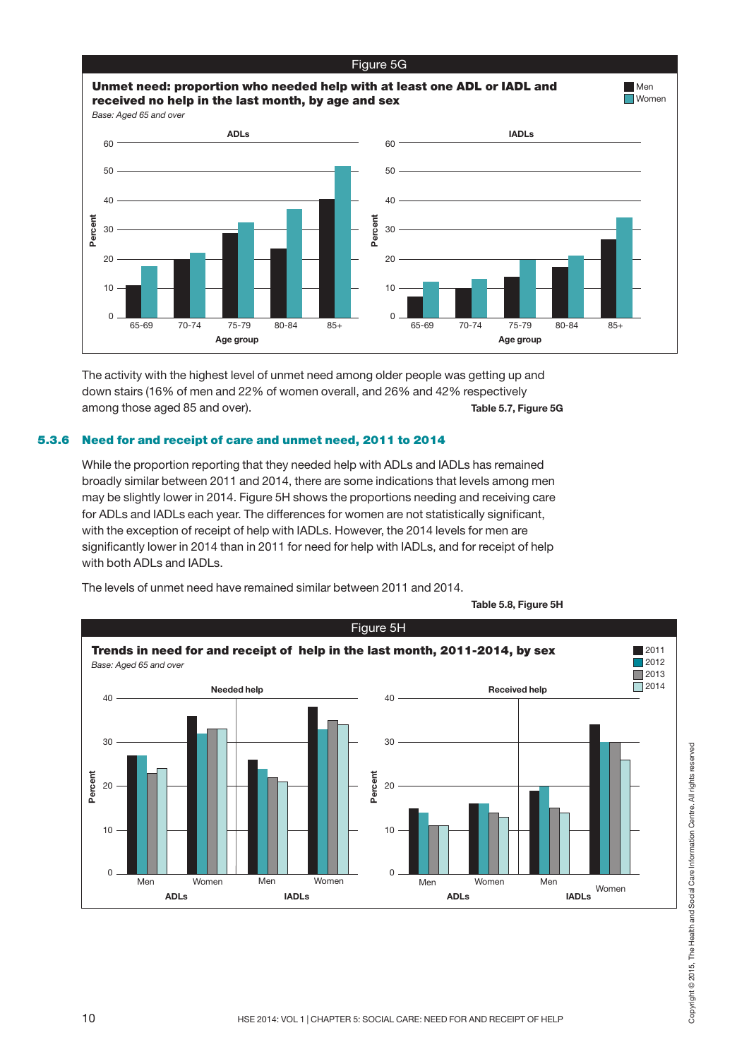Figure 5G

**Unmet need: proportion who needed help with at least one ADL or IADL and received no help in the last month, by age and sex**

*Base: Aged 65 and over*

The activity with the highest level of unmet need among older people was getting up and down stairs (16% of men and 22% of women overall, and 26% and 42% respectively among those aged 85 and over). **Table 5.7, Figure 5G**

### 5.3.6 Need for and receipt of care and unmet need, 2011 to 2014

While the proportion reporting that they needed help with ADLs and IADLs has remained broadly similar between 2011 and 2014, there are some indications that levels among men may be slightly lower in 2014. Figure 5H shows the proportions needing and receiving care for ADLs and IADLs each year. The differences for women are not statistically significant, with the exception of receipt of help with IADLs. However, the 2014 levels for men are significantly lower in 2014 than in 2011 for need for help with IADLs, and for receipt of help with both ADLs and IADLs.

The levels of unmet need have remained similar between 2011 and 2014.

**Table 5.8, Figure 5H**

Figure 5H

**Trends in need for and receipt of help in the last month, 2011-2014, by sex**

*Base: Aged 65 and over*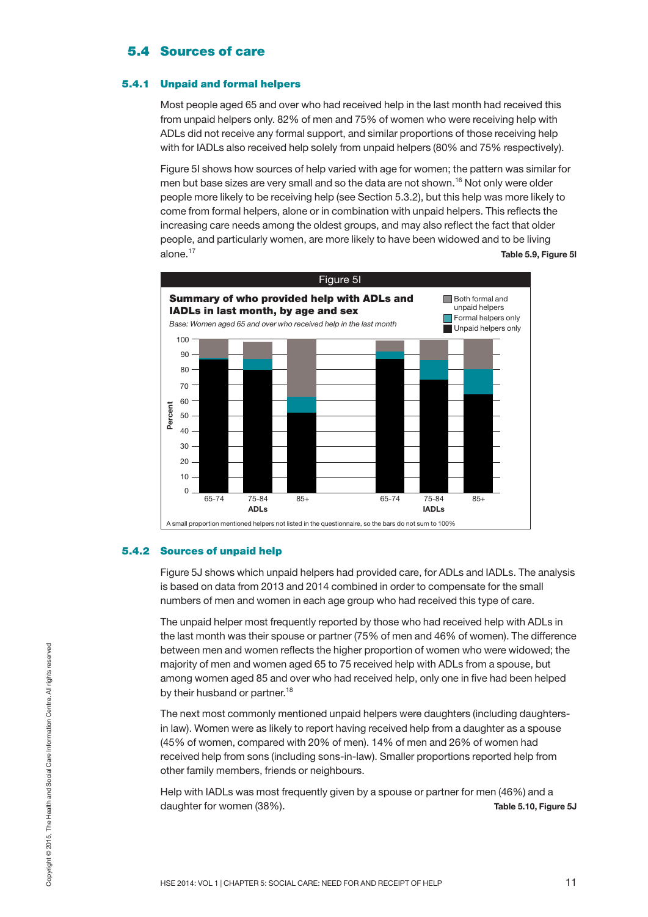## 5.4 Sources of care

### 5.4.1 Unpaid and formal helpers

Most people aged 65 and over who had received help in the last month had received this from unpaid helpers only. 82% of men and 75% of women who were receiving help with ADLs did not receive any formal support, and similar proportions of those receiving help with IADLs also received help solely from unpaid helpers (80% and 75% respectively).

Figure 5I shows how sources of help varied with age for women; the pattern was similar for men but base sizes are very small and so the data are not shown.[16] Not only were older people more likely to be receiving help (see Section 5.3.2), but this help was more likely to come from formal helpers, alone or in combination with unpaid helpers. This reflects the increasing care needs among the oldest groups, and may also reflect the fact that older people, and particularly women, are more likely to have been widowed and to be living alone.[17]

**Table 5.9, Figure 5I**

Figure 5I

**Summary of who provided help with ADLs and IADLs in last month, by age and sex**

*Base: Women aged 65 and over who received help in the last month*

A small proportion mentioned helpers not listed in the questionnaire, so the bars do not sum to 100%

### 5.4.2 Sources of unpaid help

Figure 5J shows which unpaid helpers had provided care, for ADLs and IADLs. The analysis is based on data from 2013 and 2014 combined in order to compensate for the small numbers of men and women in each age group who had received this type of care.

The unpaid helper most frequently reported by those who had received help with ADLs in the last month was their spouse or partner (75% of men and 46% of women). The difference between men and women reflects the higher proportion of women who were widowed; the majority of men and women aged 65 to 75 received help with ADLs from a spouse, but among women aged 85 and over who had received help, only one in five had been helped by their husband or partner.[18]

The next most commonly mentioned unpaid helpers were daughters (including daughters-in law). Women were as likely to report having received help from a daughter as a spouse (45% of women, compared with 20% of men). 14% of men and 26% of women had received help from sons (including sons-in-law). Smaller proportions reported help from other family members, friends or neighbours.

Help with IADLs was most frequently given by a spouse or partner for men (46%) and a daughter for women (38%).

**Table 5.10, Figure 5J**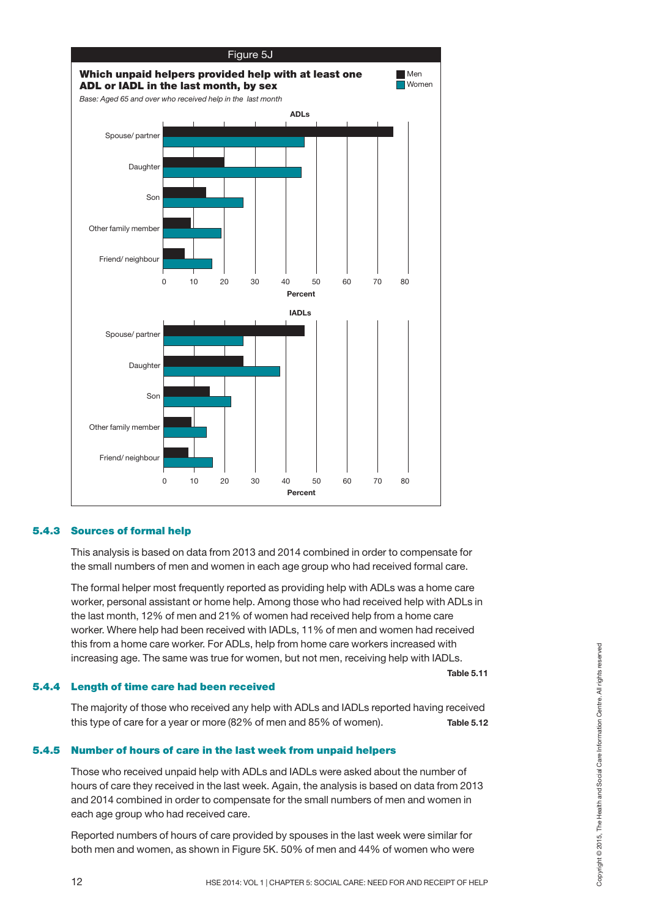Figure 5J

**Which unpaid helpers provided help with at least one ADL or IADL in the last month, by sex**

*Base: Aged 65 and over who received help in the last month*

Men / Women

ADLs: Spouse/ partner, Daughter, Son, Other family member, Friend/ neighbour (Percent, 0–80)

IADLs: Spouse/ partner, Daughter, Son, Other family member, Friend/ neighbour (Percent, 0–80)

### 5.4.3 Sources of formal help

This analysis is based on data from 2013 and 2014 combined in order to compensate for the small numbers of men and women in each age group who had received formal care.

The formal helper most frequently reported as providing help with ADLs was a home care worker, personal assistant or home help. Among those who had received help with ADLs in the last month, 12% of men and 21% of women had received help from a home care worker. Where help had been received with IADLs, 11% of men and women had received this from a home care worker. For ADLs, help from home care workers increased with increasing age. The same was true for women, but not men, receiving help with IADLs.

**Table 5.11**

### 5.4.4 Length of time care had been received

The majority of those who received any help with ADLs and IADLs reported having received this type of care for a year or more (82% of men and 85% of women). **Table 5.12**

### 5.4.5 Number of hours of care in the last week from unpaid helpers

Those who received unpaid help with ADLs and IADLs were asked about the number of hours of care they received in the last week. Again, the analysis is based on data from 2013 and 2014 combined in order to compensate for the small numbers of men and women in each age group who had received care.

Reported numbers of hours of care provided by spouses in the last week were similar for both men and women, as shown in Figure 5K. 50% of men and 44% of women who were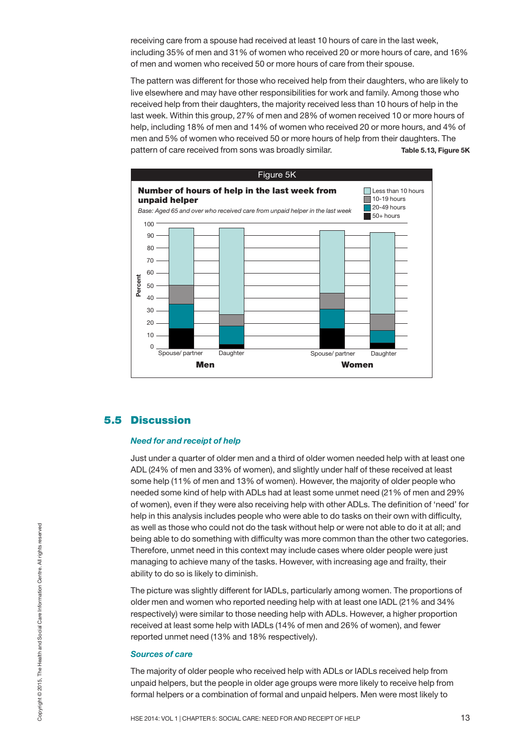receiving care from a spouse had received at least 10 hours of care in the last week, including 35% of men and 31% of women who received 20 or more hours of care, and 16% of men and women who received 50 or more hours of care from their spouse.

The pattern was different for those who received help from their daughters, who are likely to live elsewhere and may have other responsibilities for work and family. Among those who received help from their daughters, the majority received less than 10 hours of help in the last week. Within this group, 27% of men and 28% of women received 10 or more hours of help, including 18% of men and 14% of women who received 20 or more hours, and 4% of men and 5% of women who received 50 or more hours of help from their daughters. The pattern of care received from sons was broadly similar. **Table 5.13, Figure 5K**

Figure 5K

**Number of hours of help in the last week from unpaid helper**

*Base: Aged 65 and over who received care from unpaid helper in the last week*

## 5.5 Discussion

### *Need for and receipt of help*

Just under a quarter of older men and a third of older women needed help with at least one ADL (24% of men and 33% of women), and slightly under half of these received at least some help (11% of men and 13% of women). However, the majority of older people who needed some kind of help with ADLs had at least some unmet need (21% of men and 29% of women), even if they were also receiving help with other ADLs. The definition of 'need' for help in this analysis includes people who were able to do tasks on their own with difficulty, as well as those who could not do the task without help or were not able to do it at all; and being able to do something with difficulty was more common than the other two categories. Therefore, unmet need in this context may include cases where older people were just managing to achieve many of the tasks. However, with increasing age and frailty, their ability to do so is likely to diminish.

The picture was slightly different for IADLs, particularly among women. The proportions of older men and women who reported needing help with at least one IADL (21% and 34% respectively) were similar to those needing help with ADLs. However, a higher proportion received at least some help with IADLs (14% of men and 26% of women), and fewer reported unmet need (13% and 18% respectively).

### *Sources of care*

The majority of older people who received help with ADLs or IADLs received help from unpaid helpers, but the people in older age groups were more likely to receive help from formal helpers or a combination of formal and unpaid helpers. Men were most likely to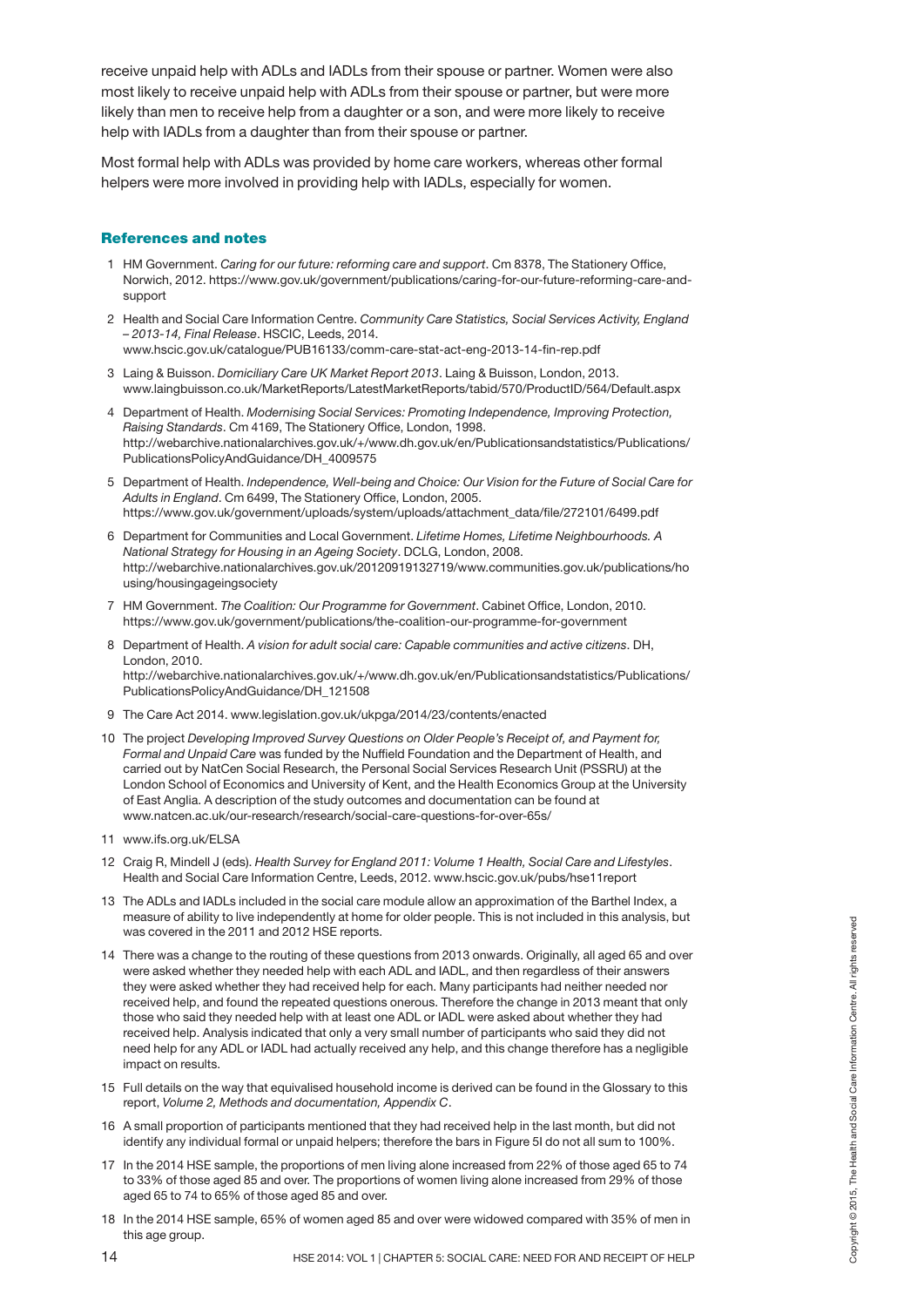receive unpaid help with ADLs and IADLs from their spouse or partner. Women were also most likely to receive unpaid help with ADLs from their spouse or partner, but were more likely than men to receive help from a daughter or a son, and were more likely to receive help with IADLs from a daughter than from their spouse or partner.

Most formal help with ADLs was provided by home care workers, whereas other formal helpers were more involved in providing help with IADLs, especially for women.

## References and notes

1. HM Government. *Caring for our future: reforming care and support*. Cm 8378, The Stationery Office, Norwich, 2012. https://www.gov.uk/government/publications/caring-for-our-future-reforming-care-and-support
2. Health and Social Care Information Centre. *Community Care Statistics, Social Services Activity, England – 2013-14, Final Release*. HSCIC, Leeds, 2014. www.hscic.gov.uk/catalogue/PUB16133/comm-care-stat-act-eng-2013-14-fin-rep.pdf
3. Laing & Buisson. *Domiciliary Care UK Market Report 2013*. Laing & Buisson, London, 2013. www.laingbuisson.co.uk/MarketReports/LatestMarketReports/tabid/570/ProductID/564/Default.aspx
4. Department of Health. *Modernising Social Services: Promoting Independence, Improving Protection, Raising Standards*. Cm 4169, The Stationery Office, London, 1998. http://webarchive.nationalarchives.gov.uk/+/www.dh.gov.uk/en/Publicationsandstatistics/Publications/PublicationsPolicyAndGuidance/DH_4009575
5. Department of Health. *Independence, Well-being and Choice: Our Vision for the Future of Social Care for Adults in England*. Cm 6499, The Stationery Office, London, 2005. https://www.gov.uk/government/uploads/system/uploads/attachment_data/file/272101/6499.pdf
6. Department for Communities and Local Government. *Lifetime Homes, Lifetime Neighbourhoods. A National Strategy for Housing in an Ageing Society*. DCLG, London, 2008. http://webarchive.nationalarchives.gov.uk/20120919132719/www.communities.gov.uk/publications/housing/housingageingsociety
7. HM Government. *The Coalition: Our Programme for Government*. Cabinet Office, London, 2010. https://www.gov.uk/government/publications/the-coalition-our-programme-for-government
8. Department of Health. *A vision for adult social care: Capable communities and active citizens*. DH, London, 2010. http://webarchive.nationalarchives.gov.uk/+/www.dh.gov.uk/en/Publicationsandstatistics/Publications/PublicationsPolicyAndGuidance/DH_121508
9. The Care Act 2014. www.legislation.gov.uk/ukpga/2014/23/contents/enacted
10. The project *Developing Improved Survey Questions on Older People's Receipt of, and Payment for, Formal and Unpaid Care* was funded by the Nuffield Foundation and the Department of Health, and carried out by NatCen Social Research, the Personal Social Services Research Unit (PSSRU) at the London School of Economics and University of Kent, and the Health Economics Group at the University of East Anglia. A description of the study outcomes and documentation can be found at www.natcen.ac.uk/our-research/research/social-care-questions-for-over-65s/
11. www.ifs.org.uk/ELSA
12. Craig R, Mindell J (eds). *Health Survey for England 2011: Volume 1 Health, Social Care and Lifestyles*. Health and Social Care Information Centre, Leeds, 2012. www.hscic.gov.uk/pubs/hse11report
13. The ADLs and IADLs included in the social care module allow an approximation of the Barthel Index, a measure of ability to live independently at home for older people. This is not included in this analysis, but was covered in the 2011 and 2012 HSE reports.
14. There was a change to the routing of these questions from 2013 onwards. Originally, all aged 65 and over were asked whether they needed help with each ADL and IADL, and then regardless of their answers they were asked whether they had received help for each. Many participants had neither needed nor received help, and found the repeated questions onerous. Therefore the change in 2013 meant that only those who said they needed help with at least one ADL or IADL were asked about whether they had received help. Analysis indicated that only a very small number of participants who said they did not need help for any ADL or IADL had actually received any help, and this change therefore has a negligible impact on results.
15. Full details on the way that equivalised household income is derived can be found in the Glossary to this report, *Volume 2, Methods and documentation, Appendix C*.
16. A small proportion of participants mentioned that they had received help in the last month, but did not identify any individual formal or unpaid helpers; therefore the bars in Figure 5I do not all sum to 100%.
17. In the 2014 HSE sample, the proportions of men living alone increased from 22% of those aged 65 to 74 to 33% of those aged 85 and over. The proportions of women living alone increased from 29% of those aged 65 to 74 to 65% of those aged 85 and over.
18. In the 2014 HSE sample, 65% of women aged 85 and over were widowed compared with 35% of men in this age group.